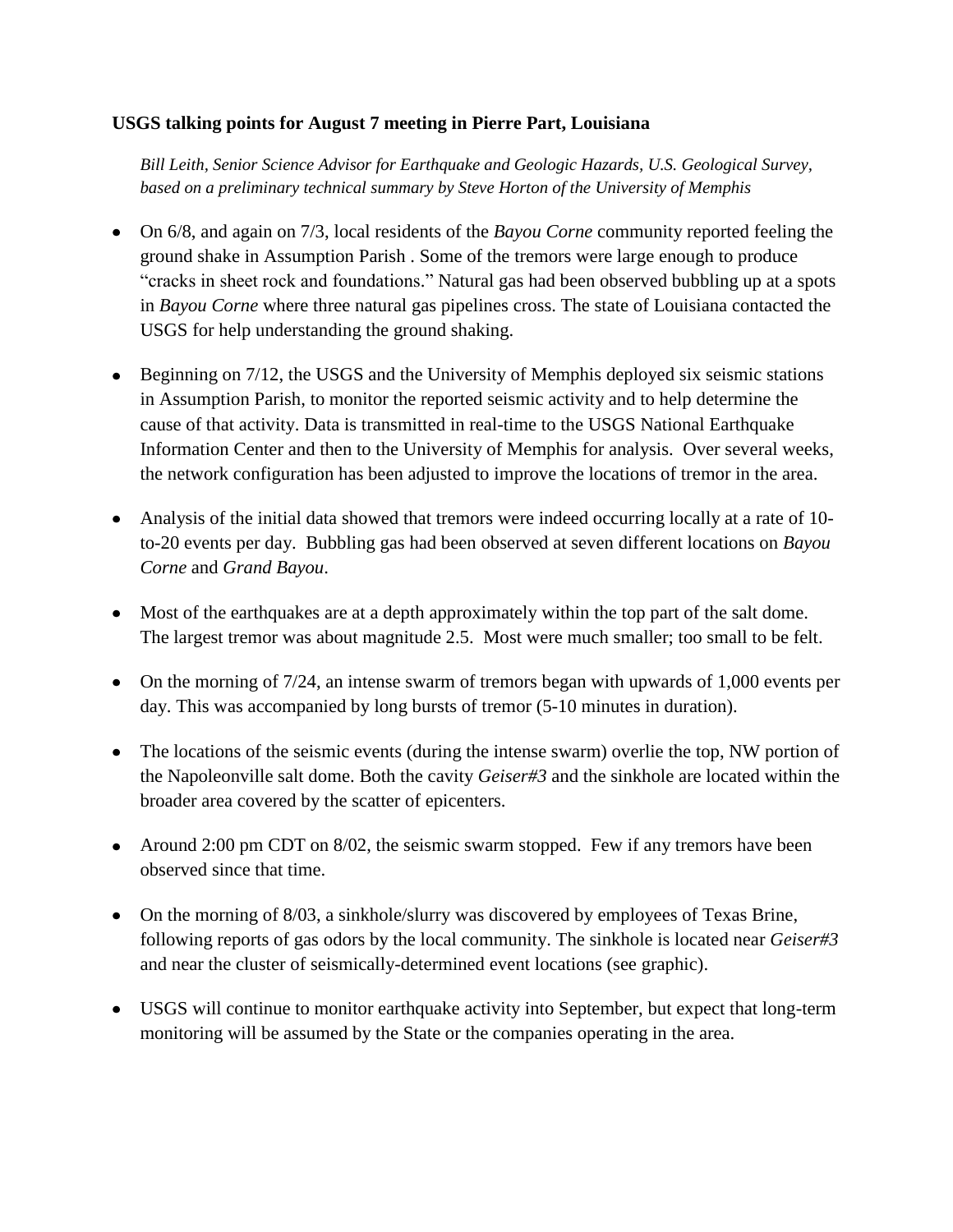**USGS talking points for August 7 meeting in Pierre Part, Louisiana**

*Bill Leith, Senior Science Advisor for Earthquake and Geologic Hazards, U.S. Geological Survey, based on a preliminary technical summary by Steve Horton of the University of Memphis*

- On 6/8, and again on 7/3, local residents of the *Bayou Corne* community reported feeling the ground shake in Assumption Parish . Some of the tremors were large enough to produce "cracks in sheet rock and foundations." Natural gas had been observed bubbling up at a spots in *Bayou Corne* where three natural gas pipelines cross. The state of Louisiana contacted the USGS for help understanding the ground shaking.

- Beginning on 7/12, the USGS and the University of Memphis deployed six seismic stations in Assumption Parish, to monitor the reported seismic activity and to help determine the cause of that activity. Data is transmitted in real-time to the USGS National Earthquake Information Center and then to the University of Memphis for analysis. Over several weeks, the network configuration has been adjusted to improve the locations of tremor in the area.

- Analysis of the initial data showed that tremors were indeed occurring locally at a rate of 10-to-20 events per day. Bubbling gas had been observed at seven different locations on *Bayou Corne* and *Grand Bayou*.

- Most of the earthquakes are at a depth approximately within the top part of the salt dome. The largest tremor was about magnitude 2.5. Most were much smaller; too small to be felt.

- On the morning of 7/24, an intense swarm of tremors began with upwards of 1,000 events per day. This was accompanied by long bursts of tremor (5-10 minutes in duration).

- The locations of the seismic events (during the intense swarm) overlie the top, NW portion of the Napoleonville salt dome. Both the cavity *Geiser#3* and the sinkhole are located within the broader area covered by the scatter of epicenters.

- Around 2:00 pm CDT on 8/02, the seismic swarm stopped. Few if any tremors have been observed since that time.

- On the morning of 8/03, a sinkhole/slurry was discovered by employees of Texas Brine, following reports of gas odors by the local community. The sinkhole is located near *Geiser#3* and near the cluster of seismically-determined event locations (see graphic).

- USGS will continue to monitor earthquake activity into September, but expect that long-term monitoring will be assumed by the State or the companies operating in the area.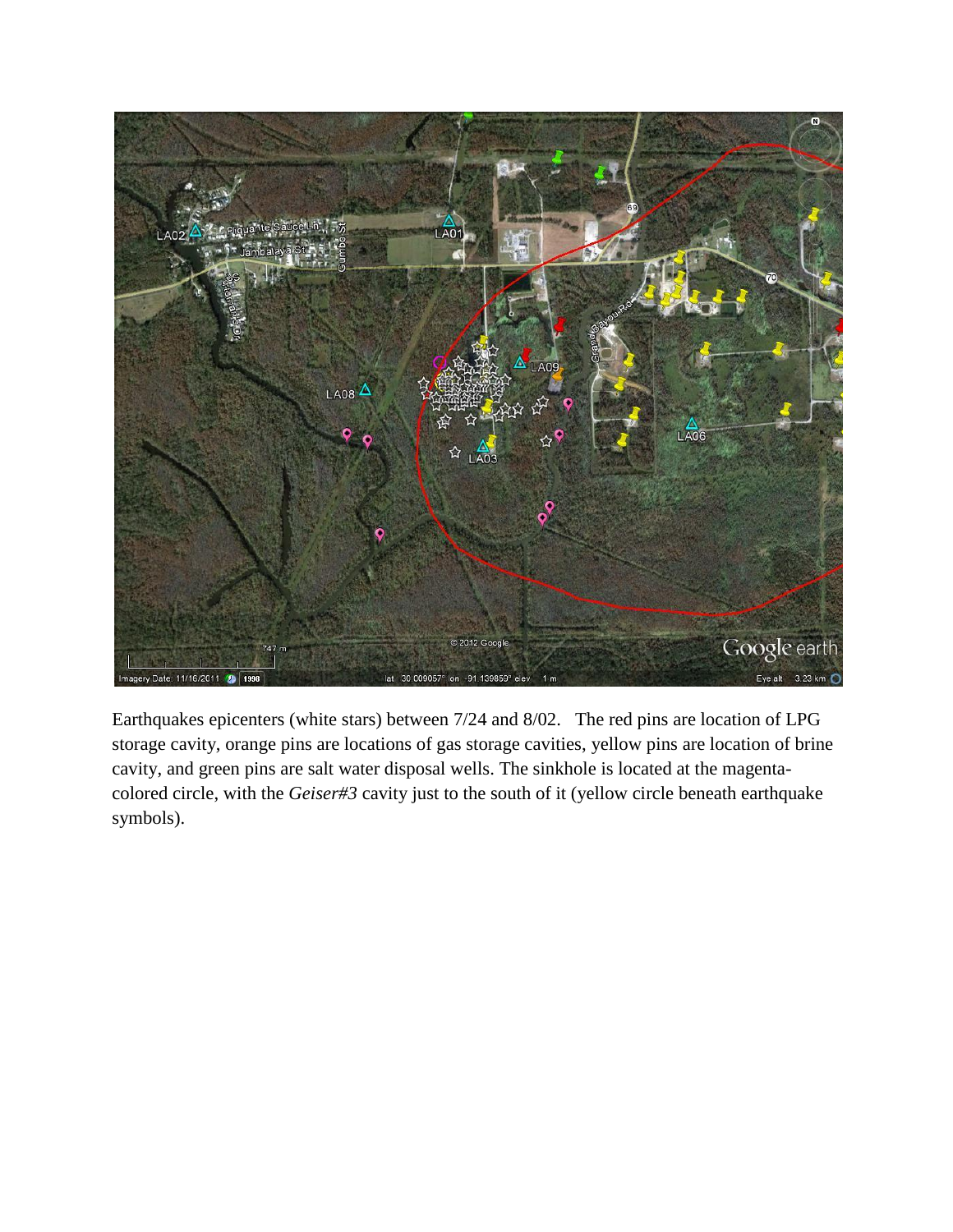Earthquakes epicenters (white stars) between 7/24 and 8/02. The red pins are location of LPG storage cavity, orange pins are locations of gas storage cavities, yellow pins are location of brine cavity, and green pins are salt water disposal wells. The sinkhole is located at the magenta-colored circle, with the *Geiser#3* cavity just to the south of it (yellow circle beneath earthquake symbols).